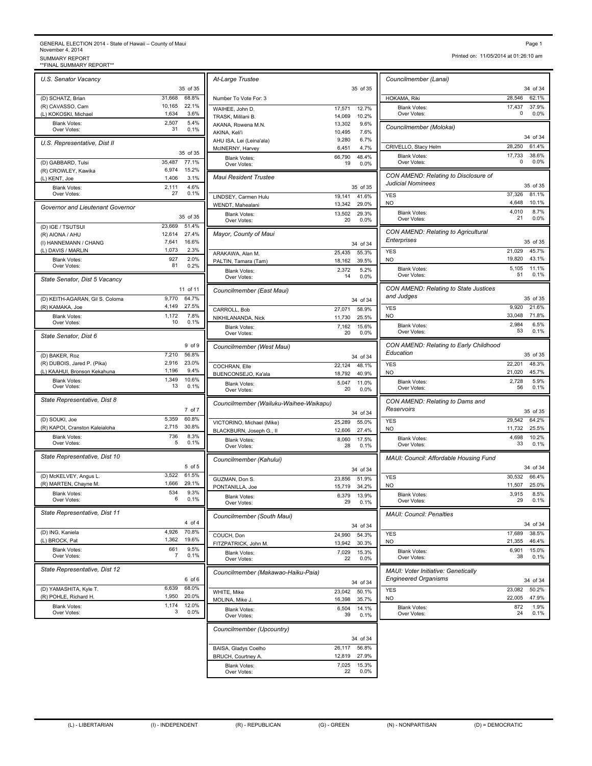GENERAL ELECTION 2014 - State of Hawaii – County of Maui
November 4, 2014
SUMMARY REPORT
**FINAL SUMMARY REPORT**

Printed on: 11/05/2014 at 01:26:10 am

### *U.S. Senator Vacancy*

35 of 35

| | | |
|---|---|---|
| (D) SCHATZ, Brian | 31,668 | 68.8% |
| (R) CAVASSO, Cam | 10,165 | 22.1% |
| (L) KOKOSKI, Michael | 1,634 | 3.6% |
| Blank Votes: | 2,507 | 5.4% |
| Over Votes: | 31 | 0.1% |

### *U.S. Representative, Dist II*

35 of 35

| | | |
|---|---|---|
| (D) GABBARD, Tulsi | 35,487 | 77.1% |
| (R) CROWLEY, Kawika | 6,974 | 15.2% |
| (L) KENT, Joe | 1,406 | 3.1% |
| Blank Votes: | 2,111 | 4.6% |
| Over Votes: | 27 | 0.1% |

### *Governor and Lieutenant Governor*

35 of 35

| | | |
|---|---|---|
| (D) IGE / TSUTSUI | 23,669 | 51.4% |
| (R) AIONA / AHU | 12,614 | 27.4% |
| (I) HANNEMANN / CHANG | 7,641 | 16.6% |
| (L) DAVIS / MARLIN | 1,073 | 2.3% |
| Blank Votes: | 927 | 2.0% |
| Over Votes: | 81 | 0.2% |

### *State Senator, Dist 5 Vacancy*

11 of 11

| | | |
|---|---|---|
| (D) KEITH-AGARAN, Gil S. Coloma | 9,770 | 64.7% |
| (R) KAMAKA, Joe | 4,149 | 27.5% |
| Blank Votes: | 1,172 | 7.8% |
| Over Votes: | 10 | 0.1% |

### *State Senator, Dist 6*

9 of 9

| | | |
|---|---|---|
| (D) BAKER, Roz | 7,210 | 56.8% |
| (R) DUBOIS, Jared P. (Pika) | 2,916 | 23.0% |
| (L) KAAHUI, Bronson Kekahuna | 1,196 | 9.4% |
| Blank Votes: | 1,349 | 10.6% |
| Over Votes: | 13 | 0.1% |

### *State Representative, Dist 8*

7 of 7

| | | |
|---|---|---|
| (D) SOUKI, Joe | 5,359 | 60.8% |
| (R) KAPOI, Cranston Kaleialoha | 2,715 | 30.8% |
| Blank Votes: | 736 | 8.3% |
| Over Votes: | 5 | 0.1% |

### *State Representative, Dist 10*

5 of 5

| | | |
|---|---|---|
| (D) McKELVEY, Angus L. | 3,522 | 61.5% |
| (R) MARTEN, Chayne M. | 1,666 | 29.1% |
| Blank Votes: | 534 | 9.3% |
| Over Votes: | 6 | 0.1% |

### *State Representative, Dist 11*

4 of 4

| | | |
|---|---|---|
| (D) ING, Kaniela | 4,926 | 70.8% |
| (L) BROCK, Pat | 1,362 | 19.6% |
| Blank Votes: | 661 | 9.5% |
| Over Votes: | 7 | 0.1% |

### *State Representative, Dist 12*

6 of 6

| | | |
|---|---|---|
| (D) YAMASHITA, Kyle T. | 6,639 | 68.0% |
| (R) POHLE, Richard H. | 1,950 | 20.0% |
| Blank Votes: | 1,174 | 12.0% |
| Over Votes: | 3 | 0.0% |

### *At-Large Trustee*

35 of 35

Number To Vote For: 3

| | | |
|---|---|---|
| WAIHEE, John D. | 17,571 | 12.7% |
| TRASK, Mililani B. | 14,069 | 10.2% |
| AKANA, Rowena M.N. | 13,302 | 9.6% |
| AKINA, Keli'i | 10,495 | 7.6% |
| AHU ISA, Lei (Leina'ala) | 9,280 | 6.7% |
| McINERNY, Harvey | 6,451 | 4.7% |
| Blank Votes: | 66,790 | 48.4% |
| Over Votes: | 19 | 0.0% |

### *Maui Resident Trustee*

35 of 35

| | | |
|---|---|---|
| LINDSEY, Carmen Hulu | 19,141 | 41.6% |
| WENDT, Mahealani | 13,342 | 29.0% |
| Blank Votes: | 13,502 | 29.3% |
| Over Votes: | 20 | 0.0% |

### *Mayor, County of Maui*

34 of 34

| | | |
|---|---|---|
| ARAKAWA, Alan M. | 25,435 | 55.3% |
| PALTIN, Tamara (Tam) | 18,162 | 39.5% |
| Blank Votes: | 2,372 | 5.2% |
| Over Votes: | 14 | 0.0% |

### *Councilmember (East Maui)*

34 of 34

| | | |
|---|---|---|
| CARROLL, Bob | 27,071 | 58.9% |
| NIKHILANANDA, Nick | 11,730 | 25.5% |
| Blank Votes: | 7,162 | 15.6% |
| Over Votes: | 20 | 0.0% |

### *Councilmember (West Maui)*

34 of 34

| | | |
|---|---|---|
| COCHRAN, Elle | 22,124 | 48.1% |
| BUENCONSEJO, Ka'ala | 18,792 | 40.9% |
| Blank Votes: | 5,047 | 11.0% |
| Over Votes: | 20 | 0.0% |

### *Councilmember (Wailuku-Waihee-Waikapu)*

34 of 34

| | | |
|---|---|---|
| VICTORINO, Michael (Mike) | 25,289 | 55.0% |
| BLACKBURN, Joseph G., II | 12,606 | 27.4% |
| Blank Votes: | 8,060 | 17.5% |
| Over Votes: | 28 | 0.1% |

### *Councilmember (Kahului)*

34 of 34

| | | |
|---|---|---|
| GUZMAN, Don S. | 23,856 | 51.9% |
| PONTANILLA, Joe | 15,719 | 34.2% |
| Blank Votes: | 6,379 | 13.9% |
| Over Votes: | 29 | 0.1% |

### *Councilmember (South Maui)*

34 of 34

| | | |
|---|---|---|
| COUCH, Don | 24,990 | 54.3% |
| FITZPATRICK, John M. | 13,942 | 30.3% |
| Blank Votes: | 7,029 | 15.3% |
| Over Votes: | 22 | 0.0% |

### *Councilmember (Makawao-Haiku-Paia)*

34 of 34

| | | |
|---|---|---|
| WHITE, Mike | 23,042 | 50.1% |
| MOLINA, Mike J. | 16,398 | 35.7% |
| Blank Votes: | 6,504 | 14.1% |
| Over Votes: | 39 | 0.1% |

### *Councilmember (Upcountry)*

34 of 34

| | | |
|---|---|---|
| BAISA, Gladys Coelho | 26,117 | 56.8% |
| BRUCH, Courtney A. | 12,819 | 27.9% |
| Blank Votes: | 7,025 | 15.3% |
| Over Votes: | 22 | 0.0% |

### *Councilmember (Lanai)*

34 of 34

| | | |
|---|---|---|
| HOKAMA, Riki | 28,546 | 62.1% |
| Blank Votes: | 17,437 | 37.9% |
| Over Votes: | 0 | 0.0% |

### *Councilmember (Molokai)*

34 of 34

| | | |
|---|---|---|
| CRIVELLO, Stacy Helm | 28,250 | 61.4% |
| Blank Votes: | 17,733 | 38.6% |
| Over Votes: | 0 | 0.0% |

### *CON AMEND: Relating to Disclosure of Judicial Nominees*

35 of 35

| | | |
|---|---|---|
| YES | 37,326 | 81.1% |
| NO | 4,648 | 10.1% |
| Blank Votes: | 4,010 | 8.7% |
| Over Votes: | 21 | 0.0% |

### *CON AMEND: Relating to Agricultural Enterprises*

35 of 35

| | | |
|---|---|---|
| YES | 21,029 | 45.7% |
| NO | 19,820 | 43.1% |
| Blank Votes: | 5,105 | 11.1% |
| Over Votes: | 51 | 0.1% |

### *CON AMEND: Relating to State Justices and Judges*

35 of 35

| | | |
|---|---|---|
| YES | 9,920 | 21.6% |
| NO | 33,048 | 71.8% |
| Blank Votes: | 2,984 | 6.5% |
| Over Votes: | 53 | 0.1% |

### *CON AMEND: Relating to Early Childhood Education*

35 of 35

| | | |
|---|---|---|
| YES | 22,201 | 48.3% |
| NO | 21,020 | 45.7% |
| Blank Votes: | 2,728 | 5.9% |
| Over Votes: | 56 | 0.1% |

### *CON AMEND: Relating to Dams and Reservoirs*

35 of 35

| | | |
|---|---|---|
| YES | 29,542 | 64.2% |
| NO | 11,732 | 25.5% |
| Blank Votes: | 4,698 | 10.2% |
| Over Votes: | 33 | 0.1% |

### *MAUI: Council: Affordable Housing Fund*

34 of 34

| | | |
|---|---|---|
| YES | 30,532 | 66.4% |
| NO | 11,507 | 25.0% |
| Blank Votes: | 3,915 | 8.5% |
| Over Votes: | 29 | 0.1% |

### *MAUI: Council: Penalties*

34 of 34

| | | |
|---|---|---|
| YES | 17,689 | 38.5% |
| NO | 21,355 | 46.4% |
| Blank Votes: | 6,901 | 15.0% |
| Over Votes: | 38 | 0.1% |

### *MAUI: Voter Initiative: Genetically Engineered Organisms*

34 of 34

| | | |
|---|---|---|
| YES | 23,082 | 50.2% |
| NO | 22,005 | 47.9% |
| Blank Votes: | 872 | 1.9% |
| Over Votes: | 24 | 0.1% |

(L) - LIBERTARIAN (I) - INDEPENDENT (R) - REPUBLICAN (G) - GREEN (N) - NONPARTISAN (D) = DEMOCRATIC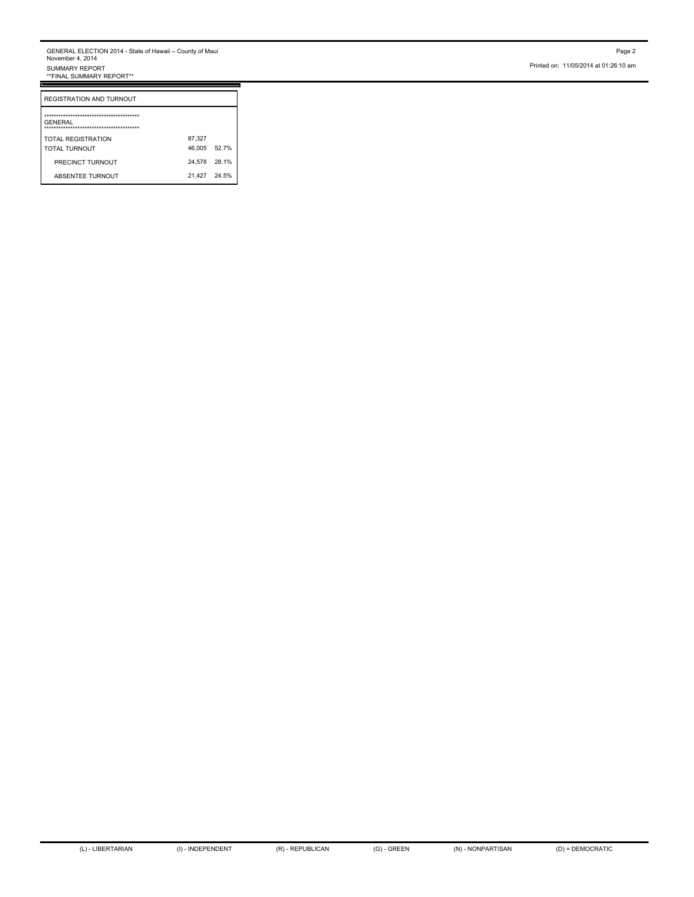## REGISTRATION AND TURNOUT

****************************************
GENERAL
****************************************

| | | |
|---|---|---|
| TOTAL REGISTRATION | 87,327 | |
| TOTAL TURNOUT | 46,005 | 52.7% |
| PRECINCT TURNOUT | 24,578 | 28.1% |
| ABSENTEE TURNOUT | 21,427 | 24.5% |

(L) - LIBERTARIAN (I) - INDEPENDENT (R) - REPUBLICAN (G) - GREEN (N) - NONPARTISAN (D) = DEMOCRATIC